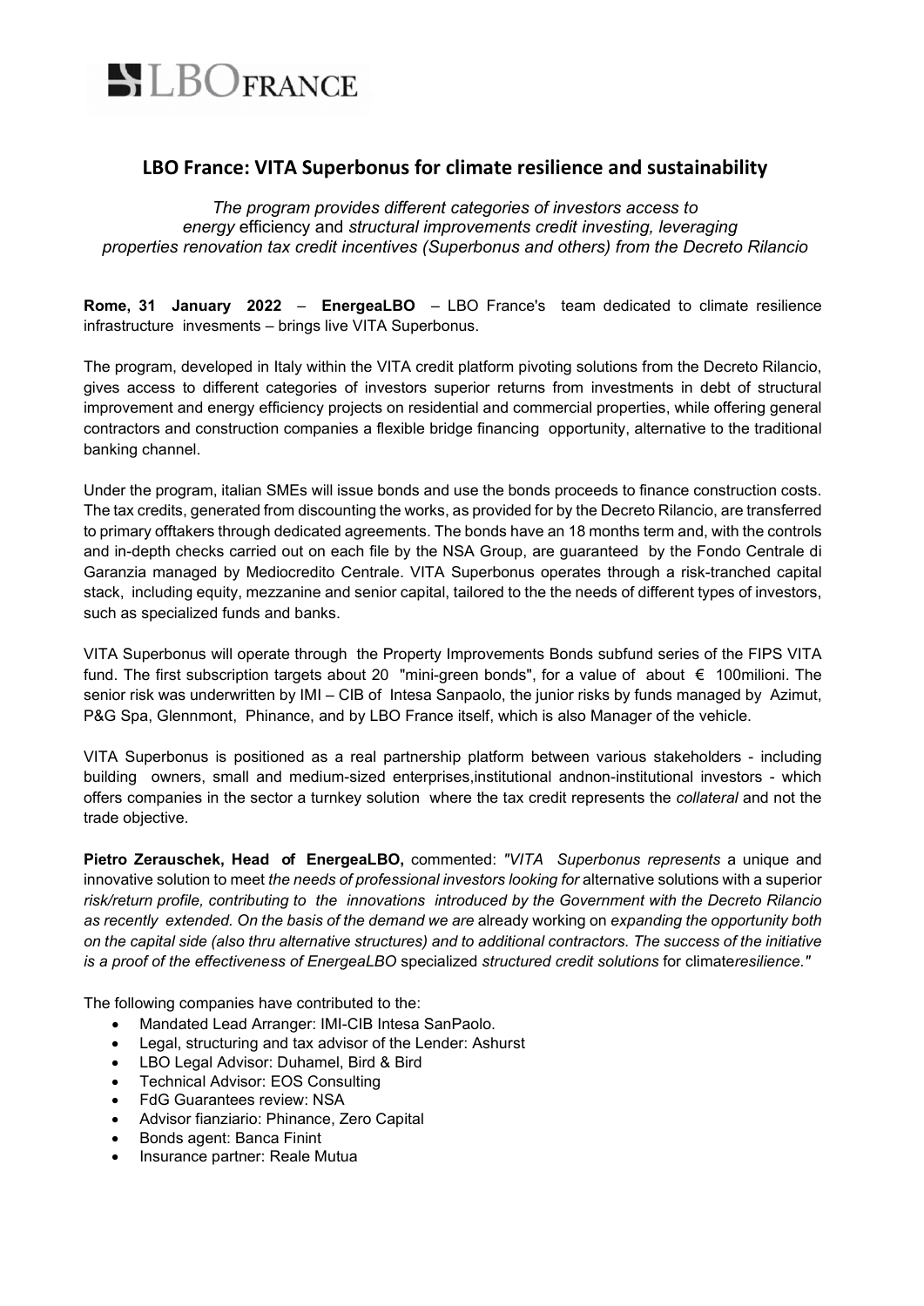LBO FRANCE

## LBO France: VITA Superbonus for climate resilience and sustainability

*The program provides different categories of investors access to energy* efficiency and *structural improvements credit investing, leveraging properties renovation tax credit incentives (Superbonus and others) from the Decreto Rilancio*

**Rome, 31 January 2022** – **EnergeaLBO** – LBO France's team dedicated to climate resilience infrastructure invesments – brings live VITA Superbonus.

The program, developed in Italy within the VITA credit platform pivoting solutions from the Decreto Rilancio, gives access to different categories of investors superior returns from investments in debt of structural improvement and energy efficiency projects on residential and commercial properties, while offering general contractors and construction companies a flexible bridge financing opportunity, alternative to the traditional banking channel.

Under the program, italian SMEs will issue bonds and use the bonds proceeds to finance construction costs. The tax credits, generated from discounting the works, as provided for by the Decreto Rilancio, are transferred to primary offtakers through dedicated agreements. The bonds have an 18 months term and, with the controls and in-depth checks carried out on each file by the NSA Group, are guaranteed by the Fondo Centrale di Garanzia managed by Mediocredito Centrale. VITA Superbonus operates through a risk-tranched capital stack, including equity, mezzanine and senior capital, tailored to the the needs of different types of investors, such as specialized funds and banks.

VITA Superbonus will operate through the Property Improvements Bonds subfund series of the FIPS VITA fund. The first subscription targets about 20 "mini-green bonds", for a value of about € 100milioni. The senior risk was underwritten by IMI – CIB of Intesa Sanpaolo, the junior risks by funds managed by Azimut, P&G Spa, Glennmont, Phinance, and by LBO France itself, which is also Manager of the vehicle.

VITA Superbonus is positioned as a real partnership platform between various stakeholders - including building owners, small and medium-sized enterprises,institutional andnon-institutional investors - which offers companies in the sector a turnkey solution where the tax credit represents the *collateral* and not the trade objective.

**Pietro Zerauschek, Head of EnergeaLBO,** commented: *"VITA Superbonus represents* a unique and innovative solution to meet *the needs of professional investors looking for* alternative solutions with a superior *risk/return profile, contributing to the innovations introduced by the Government with the Decreto Rilancio as recently extended. On the basis of the demand we are* already working on *expanding the opportunity both on the capital side (also thru alternative structures) and to additional contractors. The success of the initiative is a proof of the effectiveness of EnergeaLBO* specialized *structured credit solutions* for climate*resilience."*

The following companies have contributed to the:

- Mandated Lead Arranger: IMI-CIB Intesa SanPaolo.
- Legal, structuring and tax advisor of the Lender: Ashurst
- LBO Legal Advisor: Duhamel, Bird & Bird
- Technical Advisor: EOS Consulting
- FdG Guarantees review: NSA
- Advisor fianziario: Phinance, Zero Capital
- Bonds agent: Banca Finint
- Insurance partner: Reale Mutua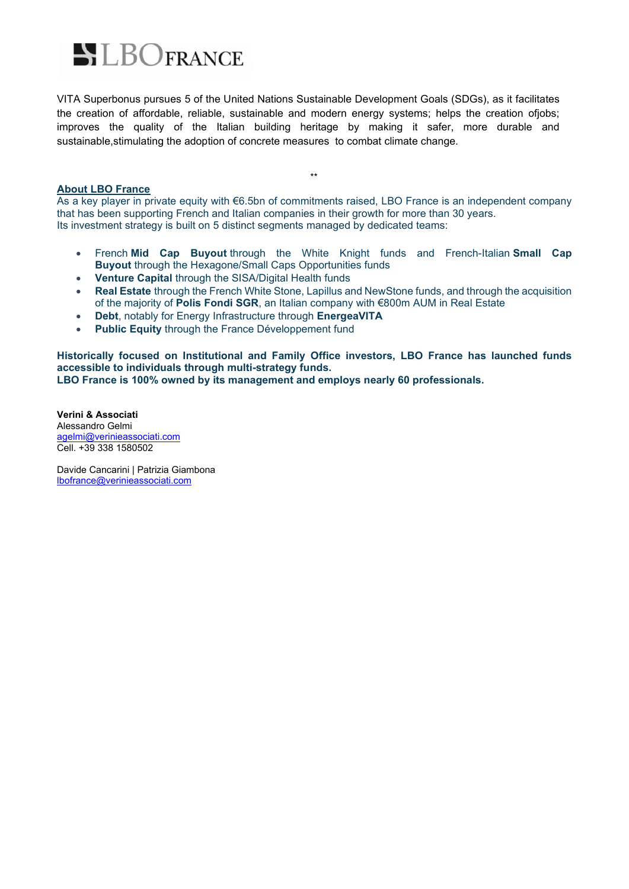VITA Superbonus pursues 5 of the United Nations Sustainable Development Goals (SDGs), as it facilitates the creation of affordable, reliable, sustainable and modern energy systems; helps the creation ofjobs; improves the quality of the Italian building heritage by making it safer, more durable and sustainable,stimulating the adoption of concrete measures to combat climate change.

**

## About LBO France

As a key player in private equity with €6.5bn of commitments raised, LBO France is an independent company that has been supporting French and Italian companies in their growth for more than 30 years.
Its investment strategy is built on 5 distinct segments managed by dedicated teams:

- French **Mid Cap Buyout** through the White Knight funds and French-Italian **Small Cap Buyout** through the Hexagone/Small Caps Opportunities funds
- **Venture Capital** through the SISA/Digital Health funds
- **Real Estate** through the French White Stone, Lapillus and NewStone funds, and through the acquisition of the majority of **Polis Fondi SGR**, an Italian company with €800m AUM in Real Estate
- **Debt**, notably for Energy Infrastructure through **EnergeaVITA**
- **Public Equity** through the France Développement fund

**Historically focused on Institutional and Family Office investors, LBO France has launched funds accessible to individuals through multi-strategy funds.**
**LBO France is 100% owned by its management and employs nearly 60 professionals.**

**Verini & Associati**
Alessandro Gelmi
agelmi@verinieassociati.com
Cell. +39 338 1580502

Davide Cancarini | Patrizia Giambona
lbofrance@verinieassociati.com